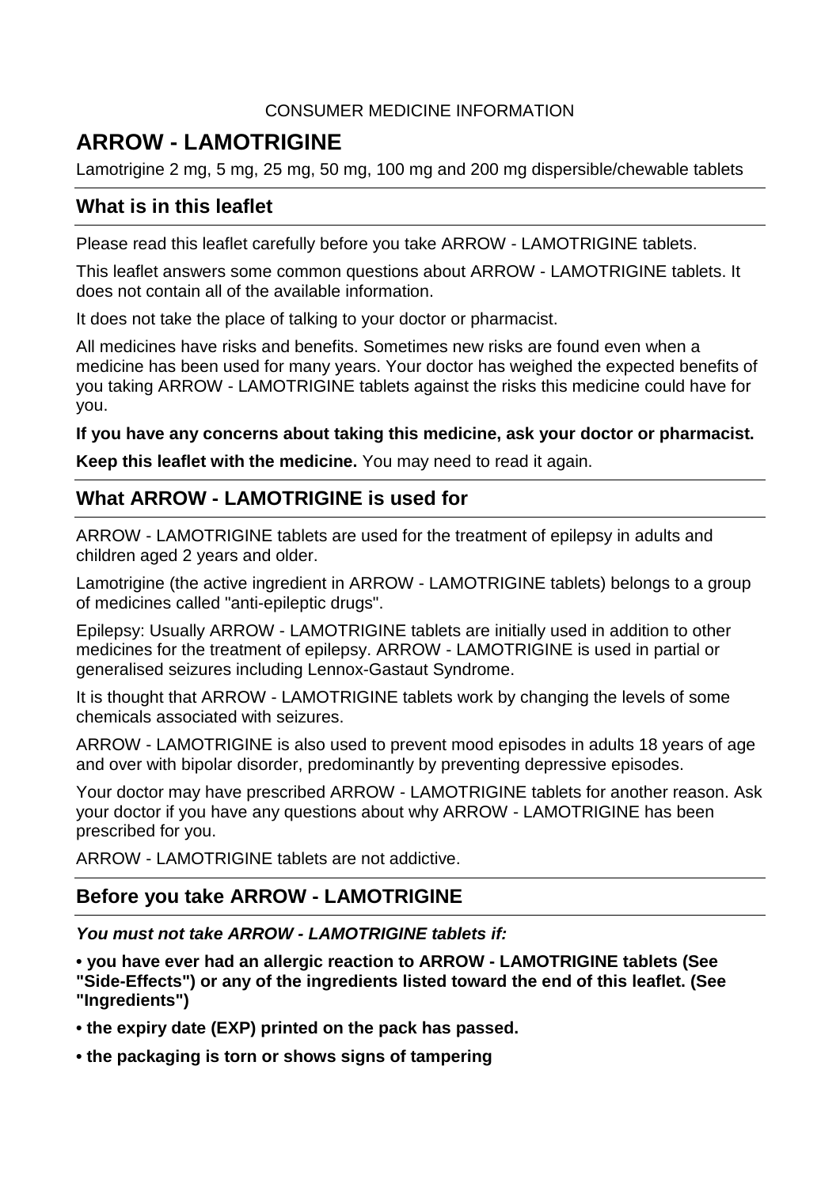CONSUMER MEDICINE INFORMATION

# ARROW - LAMOTRIGINE

Lamotrigine 2 mg, 5 mg, 25 mg, 50 mg, 100 mg and 200 mg dispersible/chewable tablets

## What is in this leaflet

Please read this leaflet carefully before you take ARROW - LAMOTRIGINE tablets.

This leaflet answers some common questions about ARROW - LAMOTRIGINE tablets. It does not contain all of the available information.

It does not take the place of talking to your doctor or pharmacist.

All medicines have risks and benefits. Sometimes new risks are found even when a medicine has been used for many years. Your doctor has weighed the expected benefits of you taking ARROW - LAMOTRIGINE tablets against the risks this medicine could have for you.

**If you have any concerns about taking this medicine, ask your doctor or pharmacist.**

**Keep this leaflet with the medicine.** You may need to read it again.

## What ARROW - LAMOTRIGINE is used for

ARROW - LAMOTRIGINE tablets are used for the treatment of epilepsy in adults and children aged 2 years and older.

Lamotrigine (the active ingredient in ARROW - LAMOTRIGINE tablets) belongs to a group of medicines called "anti-epileptic drugs".

Epilepsy: Usually ARROW - LAMOTRIGINE tablets are initially used in addition to other medicines for the treatment of epilepsy. ARROW - LAMOTRIGINE is used in partial or generalised seizures including Lennox-Gastaut Syndrome.

It is thought that ARROW - LAMOTRIGINE tablets work by changing the levels of some chemicals associated with seizures.

ARROW - LAMOTRIGINE is also used to prevent mood episodes in adults 18 years of age and over with bipolar disorder, predominantly by preventing depressive episodes.

Your doctor may have prescribed ARROW - LAMOTRIGINE tablets for another reason. Ask your doctor if you have any questions about why ARROW - LAMOTRIGINE has been prescribed for you.

ARROW - LAMOTRIGINE tablets are not addictive.

## Before you take ARROW - LAMOTRIGINE

***You must not take ARROW - LAMOTRIGINE tablets if:***

**• you have ever had an allergic reaction to ARROW - LAMOTRIGINE tablets (See "Side-Effects") or any of the ingredients listed toward the end of this leaflet. (See "Ingredients")**

**• the expiry date (EXP) printed on the pack has passed.**

**• the packaging is torn or shows signs of tampering**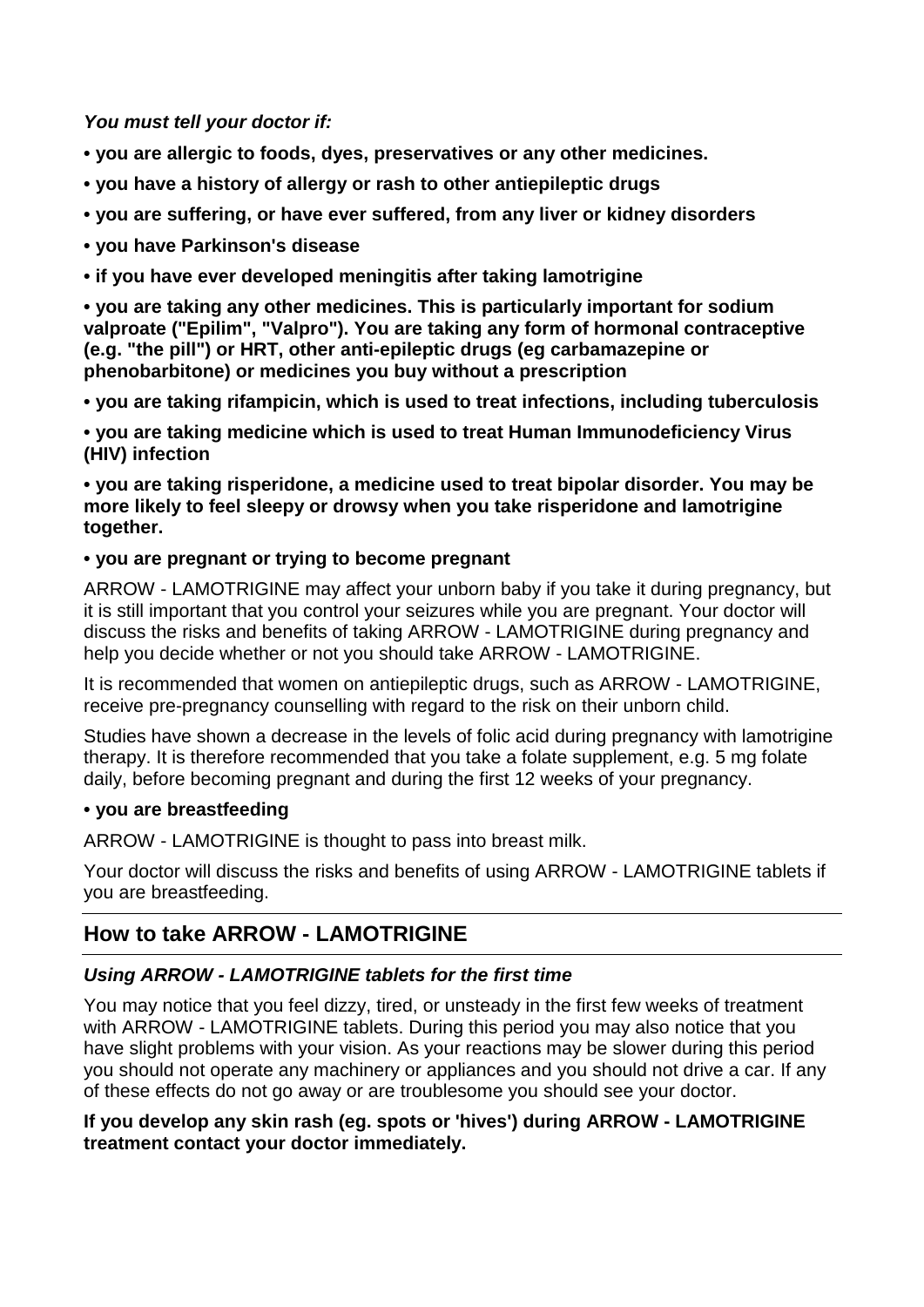***You must tell your doctor if:***

**• you are allergic to foods, dyes, preservatives or any other medicines.**

**• you have a history of allergy or rash to other antiepileptic drugs**

**• you are suffering, or have ever suffered, from any liver or kidney disorders**

**• you have Parkinson's disease**

**• if you have ever developed meningitis after taking lamotrigine**

**• you are taking any other medicines. This is particularly important for sodium valproate ("Epilim", "Valpro"). You are taking any form of hormonal contraceptive (e.g. "the pill") or HRT, other anti-epileptic drugs (eg carbamazepine or phenobarbitone) or medicines you buy without a prescription**

**• you are taking rifampicin, which is used to treat infections, including tuberculosis**

**• you are taking medicine which is used to treat Human Immunodeficiency Virus (HIV) infection**

**• you are taking risperidone, a medicine used to treat bipolar disorder. You may be more likely to feel sleepy or drowsy when you take risperidone and lamotrigine together.**

**• you are pregnant or trying to become pregnant**

ARROW - LAMOTRIGINE may affect your unborn baby if you take it during pregnancy, but it is still important that you control your seizures while you are pregnant. Your doctor will discuss the risks and benefits of taking ARROW - LAMOTRIGINE during pregnancy and help you decide whether or not you should take ARROW - LAMOTRIGINE.

It is recommended that women on antiepileptic drugs, such as ARROW - LAMOTRIGINE, receive pre-pregnancy counselling with regard to the risk on their unborn child.

Studies have shown a decrease in the levels of folic acid during pregnancy with lamotrigine therapy. It is therefore recommended that you take a folate supplement, e.g. 5 mg folate daily, before becoming pregnant and during the first 12 weeks of your pregnancy.

**• you are breastfeeding**

ARROW - LAMOTRIGINE is thought to pass into breast milk.

Your doctor will discuss the risks and benefits of using ARROW - LAMOTRIGINE tablets if you are breastfeeding.

## How to take ARROW - LAMOTRIGINE

***Using ARROW - LAMOTRIGINE tablets for the first time***

You may notice that you feel dizzy, tired, or unsteady in the first few weeks of treatment with ARROW - LAMOTRIGINE tablets. During this period you may also notice that you have slight problems with your vision. As your reactions may be slower during this period you should not operate any machinery or appliances and you should not drive a car. If any of these effects do not go away or are troublesome you should see your doctor.

**If you develop any skin rash (eg. spots or 'hives') during ARROW - LAMOTRIGINE treatment contact your doctor immediately.**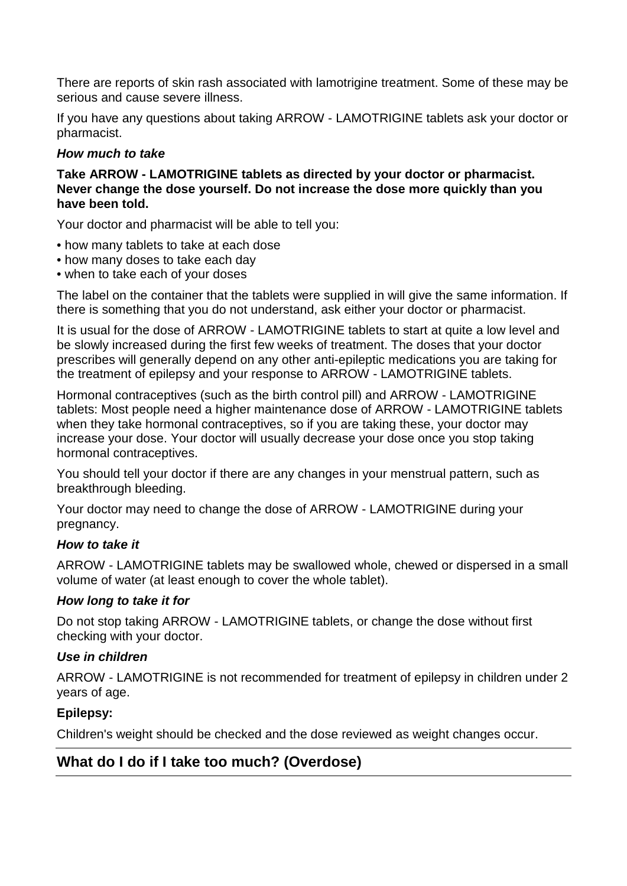There are reports of skin rash associated with lamotrigine treatment. Some of these may be serious and cause severe illness.

If you have any questions about taking ARROW - LAMOTRIGINE tablets ask your doctor or pharmacist.

### *How much to take*

**Take ARROW - LAMOTRIGINE tablets as directed by your doctor or pharmacist. Never change the dose yourself. Do not increase the dose more quickly than you have been told.**

Your doctor and pharmacist will be able to tell you:

- how many tablets to take at each dose
- how many doses to take each day
- when to take each of your doses

The label on the container that the tablets were supplied in will give the same information. If there is something that you do not understand, ask either your doctor or pharmacist.

It is usual for the dose of ARROW - LAMOTRIGINE tablets to start at quite a low level and be slowly increased during the first few weeks of treatment. The doses that your doctor prescribes will generally depend on any other anti-epileptic medications you are taking for the treatment of epilepsy and your response to ARROW - LAMOTRIGINE tablets.

Hormonal contraceptives (such as the birth control pill) and ARROW - LAMOTRIGINE tablets: Most people need a higher maintenance dose of ARROW - LAMOTRIGINE tablets when they take hormonal contraceptives, so if you are taking these, your doctor may increase your dose. Your doctor will usually decrease your dose once you stop taking hormonal contraceptives.

You should tell your doctor if there are any changes in your menstrual pattern, such as breakthrough bleeding.

Your doctor may need to change the dose of ARROW - LAMOTRIGINE during your pregnancy.

### *How to take it*

ARROW - LAMOTRIGINE tablets may be swallowed whole, chewed or dispersed in a small volume of water (at least enough to cover the whole tablet).

### *How long to take it for*

Do not stop taking ARROW - LAMOTRIGINE tablets, or change the dose without first checking with your doctor.

### *Use in children*

ARROW - LAMOTRIGINE is not recommended for treatment of epilepsy in children under 2 years of age.

**Epilepsy:**

Children's weight should be checked and the dose reviewed as weight changes occur.

## What do I do if I take too much? (Overdose)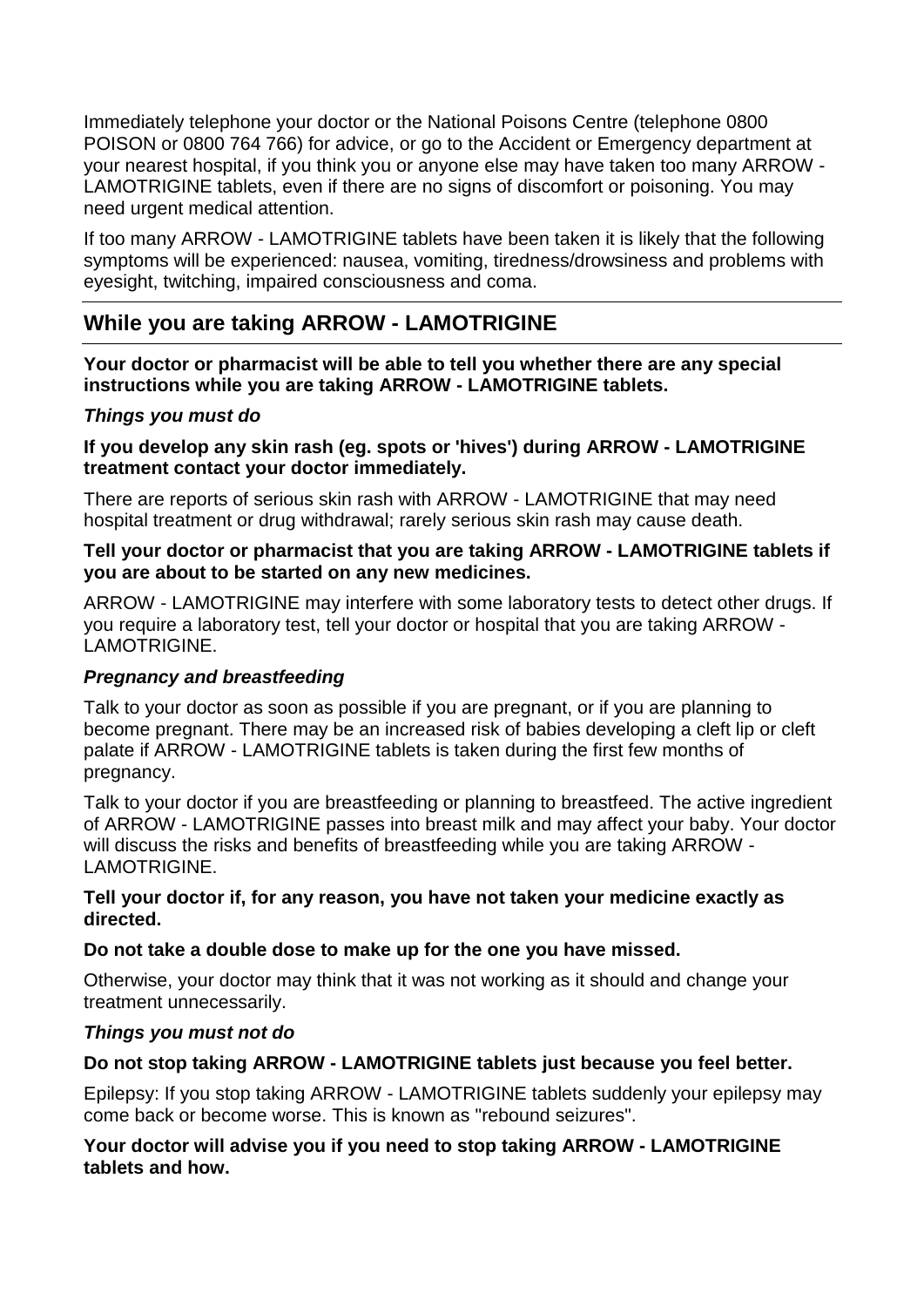Immediately telephone your doctor or the National Poisons Centre (telephone 0800 POISON or 0800 764 766) for advice, or go to the Accident or Emergency department at your nearest hospital, if you think you or anyone else may have taken too many ARROW - LAMOTRIGINE tablets, even if there are no signs of discomfort or poisoning. You may need urgent medical attention.

If too many ARROW - LAMOTRIGINE tablets have been taken it is likely that the following symptoms will be experienced: nausea, vomiting, tiredness/drowsiness and problems with eyesight, twitching, impaired consciousness and coma.

## While you are taking ARROW - LAMOTRIGINE

**Your doctor or pharmacist will be able to tell you whether there are any special instructions while you are taking ARROW - LAMOTRIGINE tablets.**

***Things you must do***

**If you develop any skin rash (eg. spots or 'hives') during ARROW - LAMOTRIGINE treatment contact your doctor immediately.**

There are reports of serious skin rash with ARROW - LAMOTRIGINE that may need hospital treatment or drug withdrawal; rarely serious skin rash may cause death.

**Tell your doctor or pharmacist that you are taking ARROW - LAMOTRIGINE tablets if you are about to be started on any new medicines.**

ARROW - LAMOTRIGINE may interfere with some laboratory tests to detect other drugs. If you require a laboratory test, tell your doctor or hospital that you are taking ARROW - LAMOTRIGINE.

***Pregnancy and breastfeeding***

Talk to your doctor as soon as possible if you are pregnant, or if you are planning to become pregnant. There may be an increased risk of babies developing a cleft lip or cleft palate if ARROW - LAMOTRIGINE tablets is taken during the first few months of pregnancy.

Talk to your doctor if you are breastfeeding or planning to breastfeed. The active ingredient of ARROW - LAMOTRIGINE passes into breast milk and may affect your baby. Your doctor will discuss the risks and benefits of breastfeeding while you are taking ARROW - LAMOTRIGINE.

**Tell your doctor if, for any reason, you have not taken your medicine exactly as directed.**

**Do not take a double dose to make up for the one you have missed.**

Otherwise, your doctor may think that it was not working as it should and change your treatment unnecessarily.

***Things you must not do***

**Do not stop taking ARROW - LAMOTRIGINE tablets just because you feel better.**

Epilepsy: If you stop taking ARROW - LAMOTRIGINE tablets suddenly your epilepsy may come back or become worse. This is known as "rebound seizures".

**Your doctor will advise you if you need to stop taking ARROW - LAMOTRIGINE tablets and how.**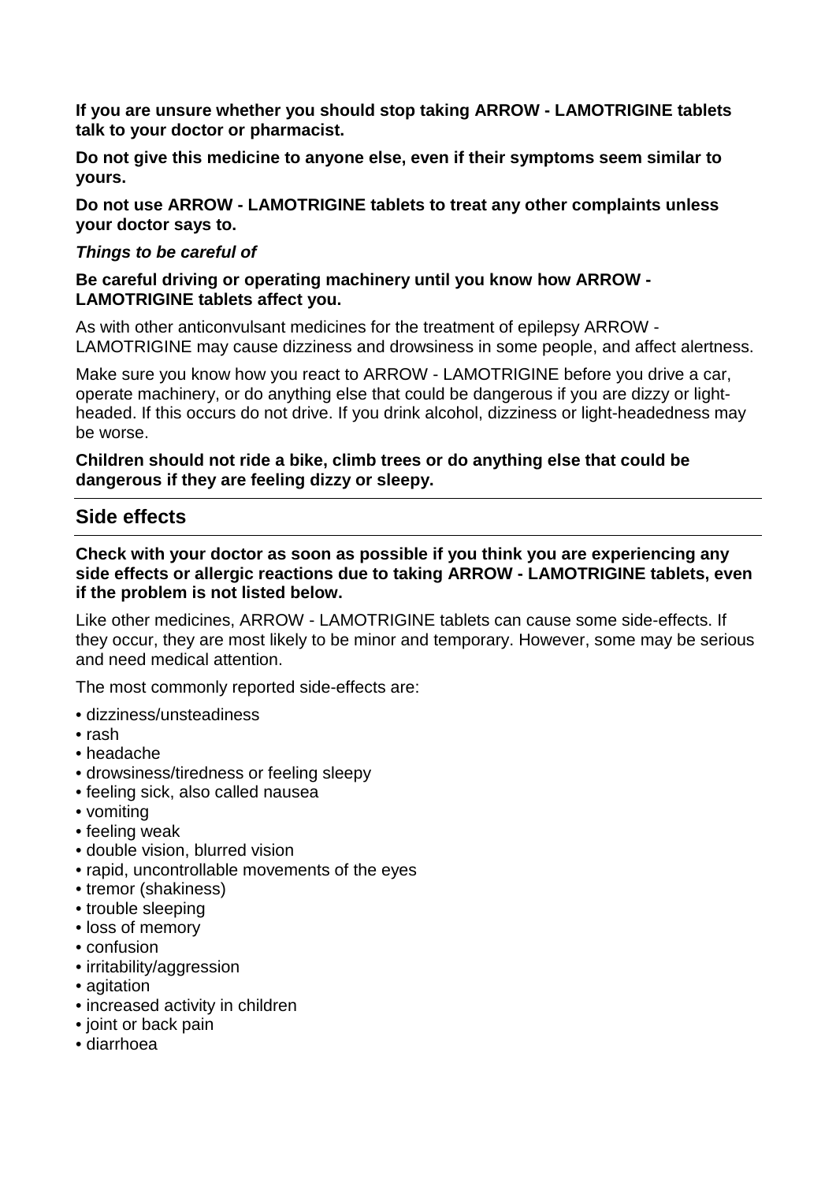**If you are unsure whether you should stop taking ARROW - LAMOTRIGINE tablets talk to your doctor or pharmacist.**

**Do not give this medicine to anyone else, even if their symptoms seem similar to yours.**

**Do not use ARROW - LAMOTRIGINE tablets to treat any other complaints unless your doctor says to.**

***Things to be careful of***

**Be careful driving or operating machinery until you know how ARROW - LAMOTRIGINE tablets affect you.**

As with other anticonvulsant medicines for the treatment of epilepsy ARROW - LAMOTRIGINE may cause dizziness and drowsiness in some people, and affect alertness.

Make sure you know how you react to ARROW - LAMOTRIGINE before you drive a car, operate machinery, or do anything else that could be dangerous if you are dizzy or light-headed. If this occurs do not drive. If you drink alcohol, dizziness or light-headedness may be worse.

**Children should not ride a bike, climb trees or do anything else that could be dangerous if they are feeling dizzy or sleepy.**

## Side effects

**Check with your doctor as soon as possible if you think you are experiencing any side effects or allergic reactions due to taking ARROW - LAMOTRIGINE tablets, even if the problem is not listed below.**

Like other medicines, ARROW - LAMOTRIGINE tablets can cause some side-effects. If they occur, they are most likely to be minor and temporary. However, some may be serious and need medical attention.

The most commonly reported side-effects are:

- dizziness/unsteadiness
- rash
- headache
- drowsiness/tiredness or feeling sleepy
- feeling sick, also called nausea
- vomiting
- feeling weak
- double vision, blurred vision
- rapid, uncontrollable movements of the eyes
- tremor (shakiness)
- trouble sleeping
- loss of memory
- confusion
- irritability/aggression
- agitation
- increased activity in children
- joint or back pain
- diarrhoea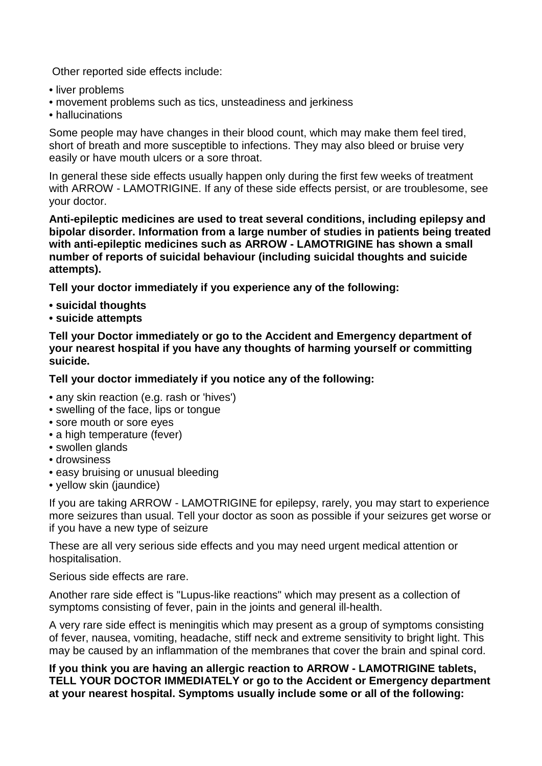Other reported side effects include:

- liver problems
- movement problems such as tics, unsteadiness and jerkiness
- hallucinations

Some people may have changes in their blood count, which may make them feel tired, short of breath and more susceptible to infections. They may also bleed or bruise very easily or have mouth ulcers or a sore throat.

In general these side effects usually happen only during the first few weeks of treatment with ARROW - LAMOTRIGINE. If any of these side effects persist, or are troublesome, see your doctor.

**Anti-epileptic medicines are used to treat several conditions, including epilepsy and bipolar disorder. Information from a large number of studies in patients being treated with anti-epileptic medicines such as ARROW - LAMOTRIGINE has shown a small number of reports of suicidal behaviour (including suicidal thoughts and suicide attempts).**

**Tell your doctor immediately if you experience any of the following:**

- **suicidal thoughts**
- **suicide attempts**

**Tell your Doctor immediately or go to the Accident and Emergency department of your nearest hospital if you have any thoughts of harming yourself or committing suicide.**

**Tell your doctor immediately if you notice any of the following:**

- any skin reaction (e.g. rash or 'hives')
- swelling of the face, lips or tongue
- sore mouth or sore eyes
- a high temperature (fever)
- swollen glands
- drowsiness
- easy bruising or unusual bleeding
- yellow skin (jaundice)

If you are taking ARROW - LAMOTRIGINE for epilepsy, rarely, you may start to experience more seizures than usual. Tell your doctor as soon as possible if your seizures get worse or if you have a new type of seizure

These are all very serious side effects and you may need urgent medical attention or hospitalisation.

Serious side effects are rare.

Another rare side effect is "Lupus-like reactions" which may present as a collection of symptoms consisting of fever, pain in the joints and general ill-health.

A very rare side effect is meningitis which may present as a group of symptoms consisting of fever, nausea, vomiting, headache, stiff neck and extreme sensitivity to bright light. This may be caused by an inflammation of the membranes that cover the brain and spinal cord.

**If you think you are having an allergic reaction to ARROW - LAMOTRIGINE tablets, TELL YOUR DOCTOR IMMEDIATELY or go to the Accident or Emergency department at your nearest hospital. Symptoms usually include some or all of the following:**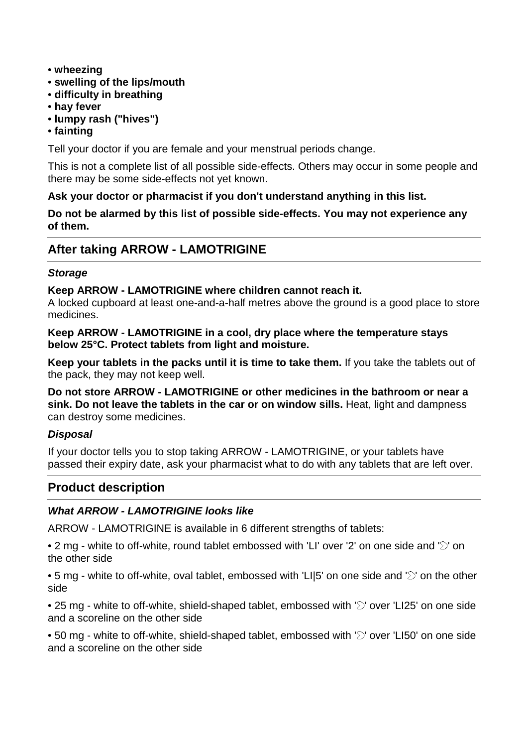- **wheezing**
- **swelling of the lips/mouth**
- **difficulty in breathing**
- **hay fever**
- **lumpy rash ("hives")**
- **fainting**

Tell your doctor if you are female and your menstrual periods change.

This is not a complete list of all possible side-effects. Others may occur in some people and there may be some side-effects not yet known.

**Ask your doctor or pharmacist if you don't understand anything in this list.**

**Do not be alarmed by this list of possible side-effects. You may not experience any of them.**

## After taking ARROW - LAMOTRIGINE

### *Storage*

**Keep ARROW - LAMOTRIGINE where children cannot reach it.**
A locked cupboard at least one-and-a-half metres above the ground is a good place to store medicines.

**Keep ARROW - LAMOTRIGINE in a cool, dry place where the temperature stays below 25°C. Protect tablets from light and moisture.**

**Keep your tablets in the packs until it is time to take them.** If you take the tablets out of the pack, they may not keep well.

**Do not store ARROW - LAMOTRIGINE or other medicines in the bathroom or near a sink. Do not leave the tablets in the car or on window sills.** Heat, light and dampness can destroy some medicines.

### *Disposal*

If your doctor tells you to stop taking ARROW - LAMOTRIGINE, or your tablets have passed their expiry date, ask your pharmacist what to do with any tablets that are left over.

## Product description

### *What ARROW - LAMOTRIGINE looks like*

ARROW - LAMOTRIGINE is available in 6 different strengths of tablets:

- 2 mg - white to off-white, round tablet embossed with 'LI' over '2' on one side and '⅀' on the other side
- 5 mg - white to off-white, oval tablet, embossed with 'LI|5' on one side and '⅀' on the other side
- 25 mg - white to off-white, shield-shaped tablet, embossed with '⅀' over 'LI25' on one side and a scoreline on the other side
- 50 mg - white to off-white, shield-shaped tablet, embossed with '⅀' over 'LI50' on one side and a scoreline on the other side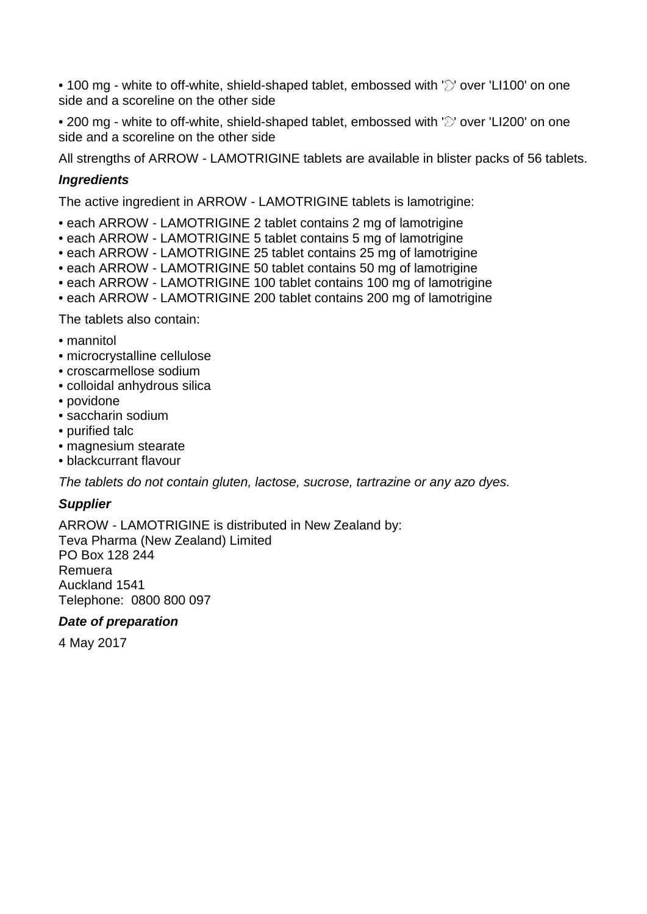• 100 mg - white to off-white, shield-shaped tablet, embossed with '⅀' over 'LI100' on one side and a scoreline on the other side

• 200 mg - white to off-white, shield-shaped tablet, embossed with '⅀' over 'LI200' on one side and a scoreline on the other side

All strengths of ARROW - LAMOTRIGINE tablets are available in blister packs of 56 tablets.

### *Ingredients*

The active ingredient in ARROW - LAMOTRIGINE tablets is lamotrigine:

- each ARROW - LAMOTRIGINE 2 tablet contains 2 mg of lamotrigine
- each ARROW - LAMOTRIGINE 5 tablet contains 5 mg of lamotrigine
- each ARROW - LAMOTRIGINE 25 tablet contains 25 mg of lamotrigine
- each ARROW - LAMOTRIGINE 50 tablet contains 50 mg of lamotrigine
- each ARROW - LAMOTRIGINE 100 tablet contains 100 mg of lamotrigine
- each ARROW - LAMOTRIGINE 200 tablet contains 200 mg of lamotrigine

The tablets also contain:

- mannitol
- microcrystalline cellulose
- croscarmellose sodium
- colloidal anhydrous silica
- povidone
- saccharin sodium
- purified talc
- magnesium stearate
- blackcurrant flavour

*The tablets do not contain gluten, lactose, sucrose, tartrazine or any azo dyes.*

### *Supplier*

ARROW - LAMOTRIGINE is distributed in New Zealand by:
Teva Pharma (New Zealand) Limited
PO Box 128 244
Remuera
Auckland 1541
Telephone: 0800 800 097

### *Date of preparation*

4 May 2017